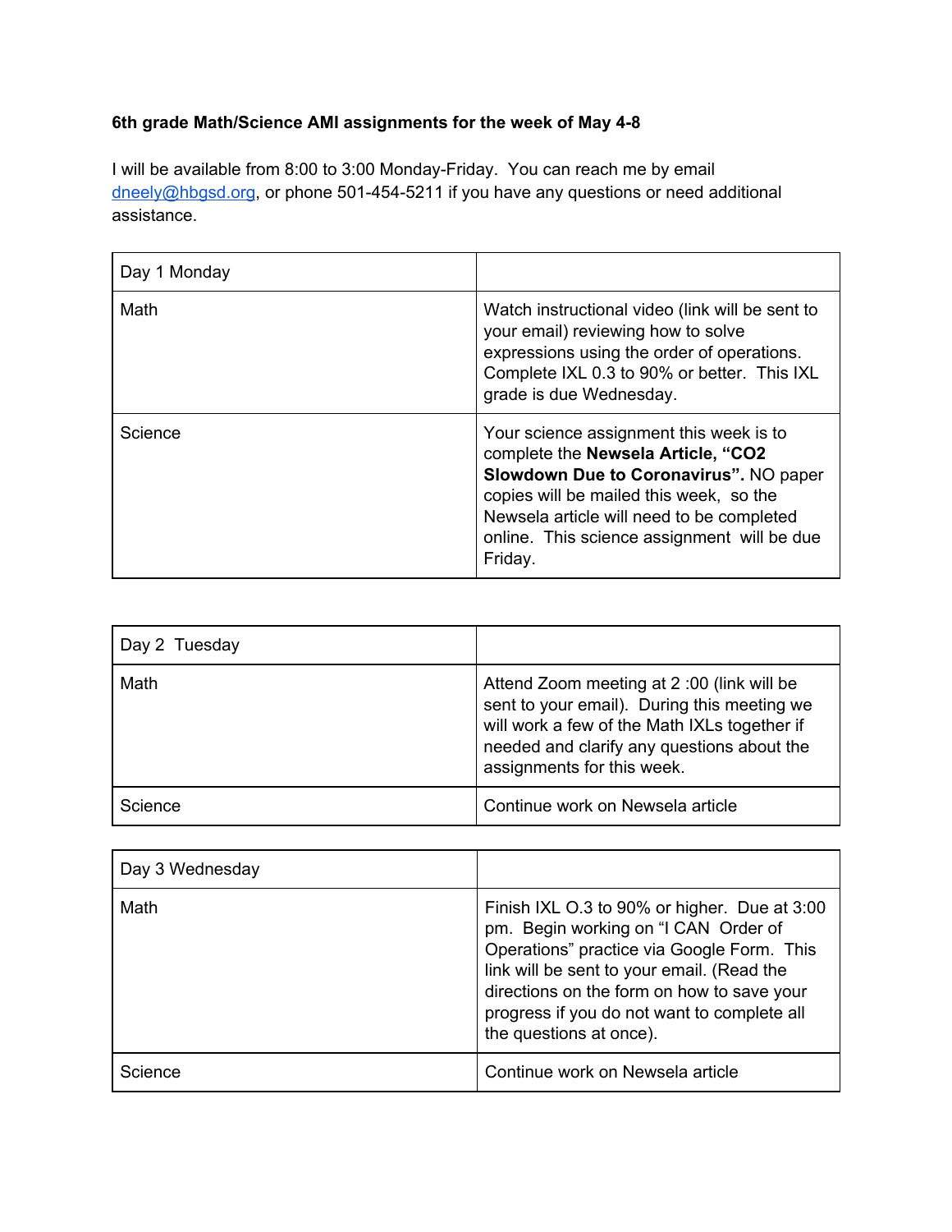**6th grade Math/Science AMI assignments for the week of May 4-8**

I will be available from 8:00 to 3:00 Monday-Friday. You can reach me by email dneely@hbgsd.org, or phone 501-454-5211 if you have any questions or need additional assistance.

| Day 1 Monday | |
|---|---|
| Math | Watch instructional video (link will be sent to your email) reviewing how to solve expressions using the order of operations. Complete IXL 0.3 to 90% or better. This IXL grade is due Wednesday. |
| Science | Your science assignment this week is to complete the **Newsela Article, "CO2 Slowdown Due to Coronavirus".** NO paper copies will be mailed this week, so the Newsela article will need to be completed online. This science assignment will be due Friday. |

| Day 2 Tuesday | |
|---|---|
| Math | Attend Zoom meeting at 2 :00 (link will be sent to your email). During this meeting we will work a few of the Math IXLs together if needed and clarify any questions about the assignments for this week. |
| Science | Continue work on Newsela article |

| Day 3 Wednesday | |
|---|---|
| Math | Finish IXL O.3 to 90% or higher. Due at 3:00 pm. Begin working on "I CAN Order of Operations" practice via Google Form. This link will be sent to your email. (Read the directions on the form on how to save your progress if you do not want to complete all the questions at once). |
| Science | Continue work on Newsela article |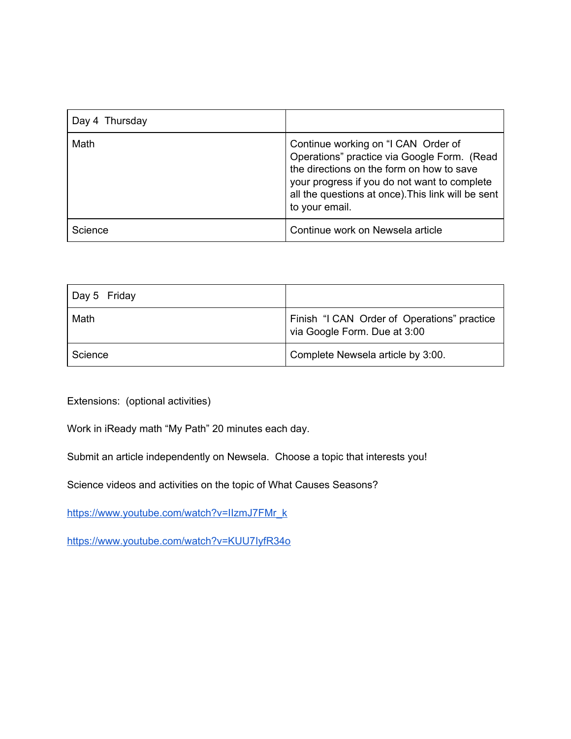| Day 4 Thursday | |
|---|---|
| Math | Continue working on “I CAN Order of Operations” practice via Google Form. (Read the directions on the form on how to save your progress if you do not want to complete all the questions at once).This link will be sent to your email. |
| Science | Continue work on Newsela article |

| Day 5 Friday | |
|---|---|
| Math | Finish “I CAN Order of Operations” practice via Google Form. Due at 3:00 |
| Science | Complete Newsela article by 3:00. |

Extensions: (optional activities)

Work in iReady math “My Path” 20 minutes each day.

Submit an article independently on Newsela. Choose a topic that interests you!

Science videos and activities on the topic of What Causes Seasons?

https://www.youtube.com/watch?v=IIzmJ7FMr_k

https://www.youtube.com/watch?v=KUU7IyfR34o